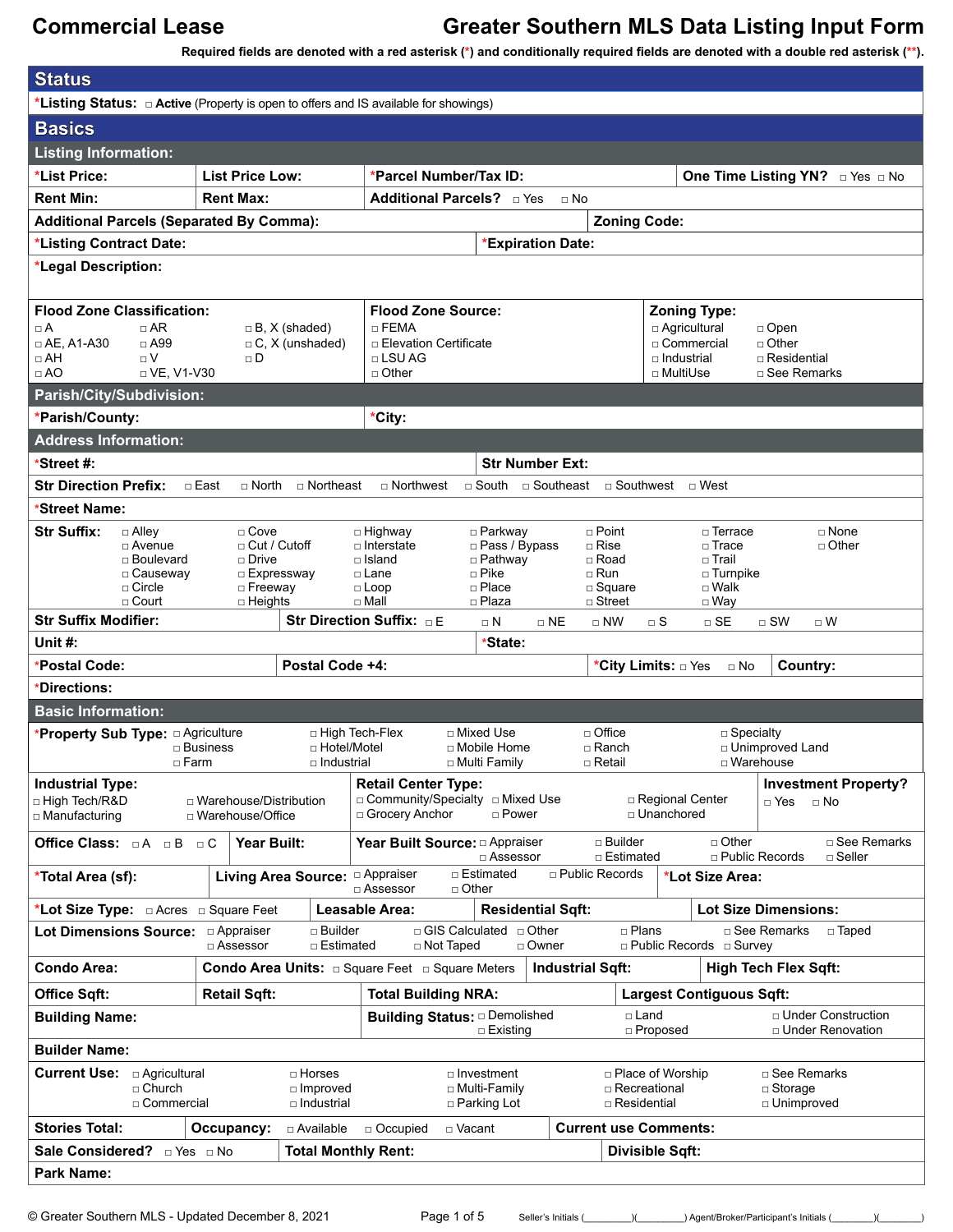# Commercial Lease

# Greater Southern MLS Data Listing Input Form

**Required fields are denoted with a red asterisk (*) and conditionally required fields are denoted with a double red asterisk (**).**

## Status

***Listing Status:** □ **Active** (Property is open to offers and IS available for showings)

## Basics

### Listing Information:

| *List Price: | List Price Low: | *Parcel Number/Tax ID: | One Time Listing YN? □ Yes □ No |
|---|---|---|---|
| Rent Min: | Rent Max: | Additional Parcels? □ Yes □ No | |

**Additional Parcels (Separated By Comma):**

**Zoning Code:**

***Listing Contract Date:**

***Expiration Date:**

***Legal Description:**

**Flood Zone Classification:** □ A □ AE, A1-A30 □ AH □ AO □ AR □ A99 □ V □ VE, V1-V30 □ B, X (shaded) □ C, X (unshaded) □ D

**Flood Zone Source:** □ FEMA □ Elevation Certificate □ LSU AG □ Other

**Zoning Type:** □ Agricultural □ Commercial □ Industrial □ MultiUse □ Open □ Other □ Residential □ See Remarks

### Parish/City/Subdivision:

***Parish/County:**

***City:**

### Address Information:

***Street #:**

**Str Number Ext:**

**Str Direction Prefix:** □ East □ North □ Northeast □ Northwest □ South □ Southeast □ Southwest □ West

***Street Name:**

**Str Suffix:** □ Alley □ Avenue □ Boulevard □ Causeway □ Circle □ Court □ Cove □ Cut / Cutoff □ Drive □ Expressway □ Freeway □ Heights □ Highway □ Interstate □ Island □ Lane □ Loop □ Mall □ Parkway □ Pass / Bypass □ Pathway □ Pike □ Place □ Plaza □ Point □ Rise □ Road □ Run □ Square □ Street □ Terrace □ Trace □ Trail □ Turnpike □ Walk □ Way □ None □ Other

**Str Suffix Modifier:**

**Str Direction Suffix:** □ E □ N □ NE □ NW □ S □ SE □ SW □ W

**Unit #:**

***State:**

***Postal Code:**

**Postal Code +4:**

***City Limits:** □ Yes □ No

**Country:**

***Directions:**

### Basic Information:

***Property Sub Type:** □ Agriculture □ Business □ Farm □ High Tech-Flex □ Hotel/Motel □ Industrial □ Mixed Use □ Mobile Home □ Multi Family □ Office □ Ranch □ Retail □ Specialty □ Unimproved Land □ Warehouse

**Industrial Type:** □ High Tech/R&D □ Manufacturing □ Warehouse/Distribution □ Warehouse/Office

**Retail Center Type:** □ Community/Specialty □ Grocery Anchor □ Mixed Use □ Power □ Regional Center □ Unanchored

**Investment Property?** □ Yes □ No

**Office Class:** □ A □ B □ C

**Year Built:**

**Year Built Source:** □ Appraiser □ Assessor □ Builder □ Estimated □ Other □ Public Records □ See Remarks □ Seller

***Total Area (sf):**

**Living Area Source:** □ Appraiser □ Assessor □ Estimated □ Other □ Public Records

***Lot Size Area:**

***Lot Size Type:** □ Acres □ Square Feet

**Leasable Area:**

**Residential Sqft:**

**Lot Size Dimensions:**

**Lot Dimensions Source:** □ Appraiser □ Assessor □ Builder □ Estimated □ GIS Calculated □ Not Taped □ Other □ Owner □ Plans □ Public Records □ See Remarks □ Survey □ Taped

**Condo Area:**

**Condo Area Units:** □ Square Feet □ Square Meters

**Industrial Sqft:**

**High Tech Flex Sqft:**

**Office Sqft:**

**Retail Sqft:**

**Total Building NRA:**

**Largest Contiguous Sqft:**

**Building Name:**

**Building Status:** □ Demolished □ Existing □ Land □ Proposed □ Under Construction □ Under Renovation

**Builder Name:**

**Current Use:** □ Agricultural □ Church □ Commercial □ Horses □ Improved □ Industrial □ Investment □ Multi-Family □ Parking Lot □ Place of Worship □ Recreational □ Residential □ See Remarks □ Storage □ Unimproved

**Stories Total:**

**Occupancy:** □ Available □ Occupied □ Vacant

**Current use Comments:**

**Sale Considered?** □ Yes □ No

**Total Monthly Rent:**

**Divisible Sqft:**

**Park Name:**

© Greater Southern MLS - Updated December 8, 2021

Seller's Initials (________)(________) Agent/Broker/Participant's Initials (________)(________)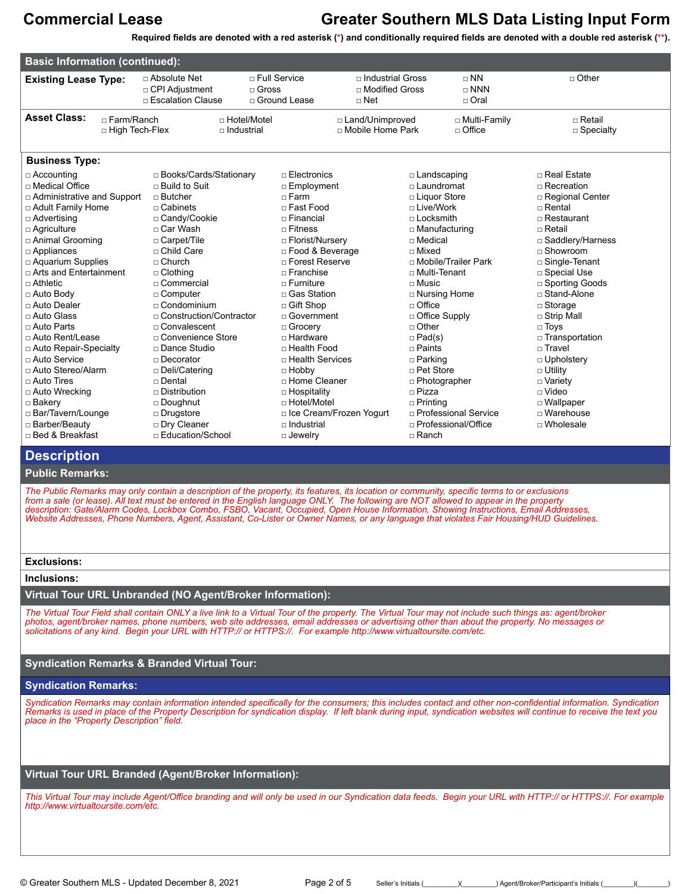# Commercial Lease

# Greater Southern MLS Data Listing Input Form

**Required fields are denoted with a red asterisk (*) and conditionally required fields are denoted with a double red asterisk (**).**

## Basic Information (continued):

**Existing Lease Type:**

- □ Absolute Net
- □ CPI Adjustment
- □ Escalation Clause
- □ Full Service
- □ Gross
- □ Ground Lease
- □ Industrial Gross
- □ Modified Gross
- □ Net
- □ NN
- □ NNN
- □ Oral
- □ Other

**Asset Class:**

- □ Farm/Ranch
- □ High Tech-Flex
- □ Hotel/Motel
- □ Industrial
- □ Land/Unimproved
- □ Mobile Home Park
- □ Multi-Family
- □ Office
- □ Retail
- □ Specialty

**Business Type:**

- □ Accounting
- □ Medical Office
- □ Administrative and Support
- □ Adult Family Home
- □ Advertising
- □ Agriculture
- □ Animal Grooming
- □ Appliances
- □ Aquarium Supplies
- □ Arts and Entertainment
- □ Athletic
- □ Auto Body
- □ Auto Dealer
- □ Auto Glass
- □ Auto Parts
- □ Auto Rent/Lease
- □ Auto Repair-Specialty
- □ Auto Service
- □ Auto Stereo/Alarm
- □ Auto Tires
- □ Auto Wrecking
- □ Bakery
- □ Bar/Tavern/Lounge
- □ Barber/Beauty
- □ Bed & Breakfast
- □ Books/Cards/Stationary
- □ Build to Suit
- □ Butcher
- □ Cabinets
- □ Candy/Cookie
- □ Car Wash
- □ Carpet/Tile
- □ Child Care
- □ Church
- □ Clothing
- □ Commercial
- □ Computer
- □ Condominium
- □ Construction/Contractor
- □ Convalescent
- □ Convenience Store
- □ Dance Studio
- □ Decorator
- □ Deli/Catering
- □ Dental
- □ Distribution
- □ Doughnut
- □ Drugstore
- □ Dry Cleaner
- □ Education/School
- □ Electronics
- □ Employment
- □ Farm
- □ Fast Food
- □ Financial
- □ Fitness
- □ Florist/Nursery
- □ Food & Beverage
- □ Forest Reserve
- □ Franchise
- □ Furniture
- □ Gas Station
- □ Gift Shop
- □ Government
- □ Grocery
- □ Hardware
- □ Health Food
- □ Health Services
- □ Hobby
- □ Home Cleaner
- □ Hospitality
- □ Hotel/Motel
- □ Ice Cream/Frozen Yogurt
- □ Industrial
- □ Jewelry
- □ Landscaping
- □ Laundromat
- □ Liquor Store
- □ Live/Work
- □ Locksmith
- □ Manufacturing
- □ Medical
- □ Mixed
- □ Mobile/Trailer Park
- □ Multi-Tenant
- □ Music
- □ Nursing Home
- □ Office
- □ Office Supply
- □ Other
- □ Pad(s)
- □ Paints
- □ Parking
- □ Pet Store
- □ Photographer
- □ Pizza
- □ Printing
- □ Professional Service
- □ Professional/Office
- □ Ranch
- □ Real Estate
- □ Recreation
- □ Regional Center
- □ Rental
- □ Restaurant
- □ Retail
- □ Saddlery/Harness
- □ Showroom
- □ Single-Tenant
- □ Special Use
- □ Sporting Goods
- □ Stand-Alone
- □ Storage
- □ Strip Mall
- □ Toys
- □ Transportation
- □ Travel
- □ Upholstery
- □ Utility
- □ Variety
- □ Video
- □ Wallpaper
- □ Warehouse
- □ Wholesale

## Description

### Public Remarks:

*The Public Remarks may only contain a description of the property, its features, its location or community, specific terms to or exclusions from a sale (or lease). All text must be entered in the English language ONLY. The following are NOT allowed to appear in the property description: Gate/Alarm Codes, Lockbox Combo, FSBO, Vacant, Occupied, Open House Information, Showing Instructions, Email Addresses, Website Addresses, Phone Numbers, Agent, Assistant, Co-Lister or Owner Names, or any language that violates Fair Housing/HUD Guidelines.*

**Exclusions:**

**Inclusions:**

### Virtual Tour URL Unbranded (NO Agent/Broker Information):

*The Virtual Tour Field shall contain ONLY a live link to a Virtual Tour of the property. The Virtual Tour may not include such things as: agent/broker photos, agent/broker names, phone numbers, web site addresses, email addresses or advertising other than about the property. No messages or solicitations of any kind. Begin your URL with HTTP:// or HTTPS://. For example http://www.virtualtoursite.com/etc.*

### Syndication Remarks & Branded Virtual Tour:

### Syndication Remarks:

*Syndication Remarks may contain information intended specifically for the consumers; this includes contact and other non-confidential information. Syndication Remarks is used in place of the Property Description for syndication display. If left blank during input, syndication websites will continue to receive the text you place in the "Property Description" field.*

### Virtual Tour URL Branded (Agent/Broker Information):

*This Virtual Tour may include Agent/Office branding and will only be used in our Syndication data feeds. Begin your URL with HTTP:// or HTTPS://. For example http://www.virtualtoursite.com/etc.*

Seller's Initials (________)(________) Agent/Broker/Participant's Initials (________)(________)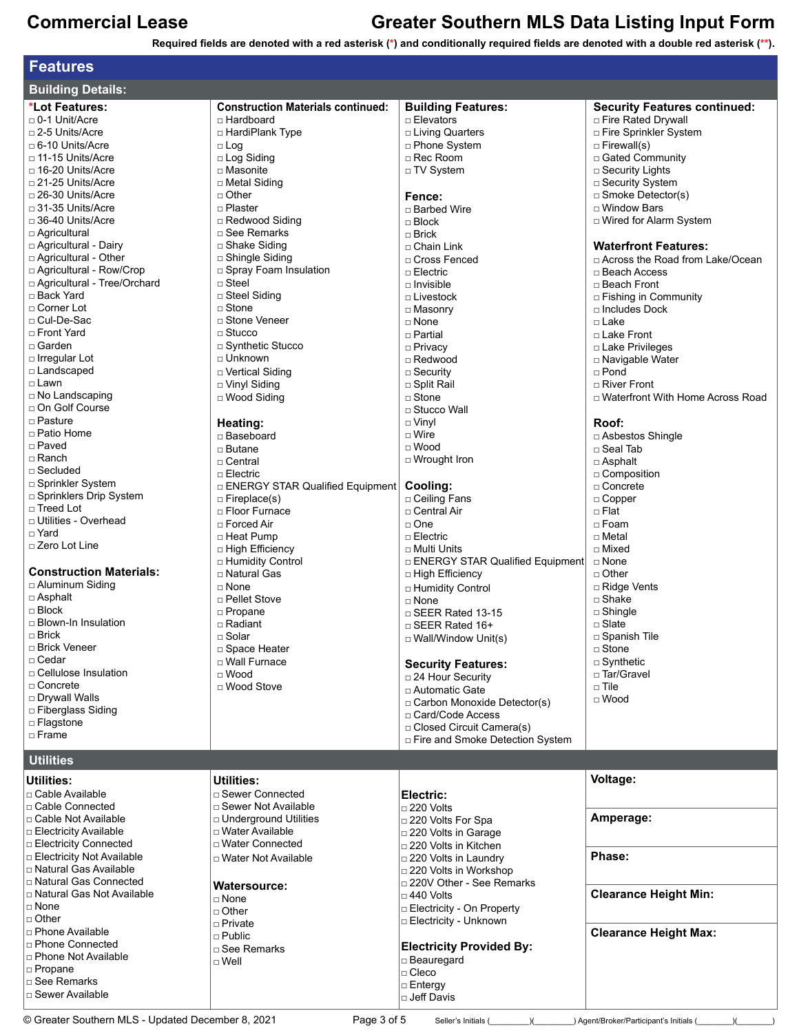# Commercial Lease — Greater Southern MLS Data Listing Input Form

Required fields are denoted with a red asterisk (*) and conditionally required fields are denoted with a double red asterisk (**).

## Features

### Building Details:

**\*Lot Features:**
- □ 0-1 Unit/Acre
- □ 2-5 Units/Acre
- □ 6-10 Units/Acre
- □ 11-15 Units/Acre
- □ 16-20 Units/Acre
- □ 21-25 Units/Acre
- □ 26-30 Units/Acre
- □ 31-35 Units/Acre
- □ 36-40 Units/Acre
- □ Agricultural
- □ Agricultural - Dairy
- □ Agricultural - Other
- □ Agricultural - Row/Crop
- □ Agricultural - Tree/Orchard
- □ Back Yard
- □ Corner Lot
- □ Cul-De-Sac
- □ Front Yard
- □ Garden
- □ Irregular Lot
- □ Landscaped
- □ Lawn
- □ No Landscaping
- □ On Golf Course
- □ Pasture
- □ Patio Home
- □ Paved
- □ Ranch
- □ Secluded
- □ Sprinkler System
- □ Sprinklers Drip System
- □ Treed Lot
- □ Utilities - Overhead
- □ Yard
- □ Zero Lot Line

**Construction Materials:**
- □ Aluminum Siding
- □ Asphalt
- □ Block
- □ Blown-In Insulation
- □ Brick
- □ Brick Veneer
- □ Cedar
- □ Cellulose Insulation
- □ Concrete
- □ Drywall Walls
- □ Fiberglass Siding
- □ Flagstone
- □ Frame

**Construction Materials continued:**
- □ Hardboard
- □ HardiPlank Type
- □ Log
- □ Log Siding
- □ Masonite
- □ Metal Siding
- □ Other
- □ Plaster
- □ Redwood Siding
- □ See Remarks
- □ Shake Siding
- □ Shingle Siding
- □ Spray Foam Insulation
- □ Steel
- □ Steel Siding
- □ Stone
- □ Stone Veneer
- □ Stucco
- □ Synthetic Stucco
- □ Unknown
- □ Vertical Siding
- □ Vinyl Siding
- □ Wood Siding

**Heating:**
- □ Baseboard
- □ Butane
- □ Central
- □ Electric
- □ ENERGY STAR Qualified Equipment
- □ Fireplace(s)
- □ Floor Furnace
- □ Forced Air
- □ Heat Pump
- □ High Efficiency
- □ Humidity Control
- □ Natural Gas
- □ None
- □ Pellet Stove
- □ Propane
- □ Radiant
- □ Solar
- □ Space Heater
- □ Wall Furnace
- □ Wood
- □ Wood Stove

**Building Features:**
- □ Elevators
- □ Living Quarters
- □ Phone System
- □ Rec Room
- □ TV System

**Fence:**
- □ Barbed Wire
- □ Block
- □ Brick
- □ Chain Link
- □ Cross Fenced
- □ Electric
- □ Invisible
- □ Livestock
- □ Masonry
- □ None
- □ Partial
- □ Privacy
- □ Redwood
- □ Security
- □ Split Rail
- □ Stone
- □ Stucco Wall
- □ Vinyl
- □ Wire
- □ Wood
- □ Wrought Iron

**Cooling:**
- □ Ceiling Fans
- □ Central Air
- □ One
- □ Electric
- □ Multi Units
- □ ENERGY STAR Qualified Equipment
- □ High Efficiency
- □ Humidity Control
- □ None
- □ SEER Rated 13-15
- □ SEER Rated 16+
- □ Wall/Window Unit(s)

**Security Features:**
- □ 24 Hour Security
- □ Automatic Gate
- □ Carbon Monoxide Detector(s)
- □ Card/Code Access
- □ Closed Circuit Camera(s)
- □ Fire and Smoke Detection System

**Security Features continued:**
- □ Fire Rated Drywall
- □ Fire Sprinkler System
- □ Firewall(s)
- □ Gated Community
- □ Security Lights
- □ Security System
- □ Smoke Detector(s)
- □ Window Bars
- □ Wired for Alarm System

**Waterfront Features:**
- □ Across the Road from Lake/Ocean
- □ Beach Access
- □ Beach Front
- □ Fishing in Community
- □ Includes Dock
- □ Lake
- □ Lake Front
- □ Lake Privileges
- □ Navigable Water
- □ Pond
- □ River Front
- □ Waterfront With Home Across Road

**Roof:**
- □ Asbestos Shingle
- □ Seal Tab
- □ Asphalt
- □ Composition
- □ Concrete
- □ Copper
- □ Flat
- □ Foam
- □ Metal
- □ Mixed
- □ None
- □ Other
- □ Ridge Vents
- □ Shake
- □ Shingle
- □ Slate
- □ Spanish Tile
- □ Stone
- □ Synthetic
- □ Tar/Gravel
- □ Tile
- □ Wood

### Utilities

**Utilities:**
- □ Cable Available
- □ Cable Connected
- □ Cable Not Available
- □ Electricity Available
- □ Electricity Connected
- □ Electricity Not Available
- □ Natural Gas Available
- □ Natural Gas Connected
- □ Natural Gas Not Available
- □ None
- □ Other
- □ Phone Available
- □ Phone Connected
- □ Phone Not Available
- □ Propane
- □ See Remarks
- □ Sewer Available
- □ Sewer Connected
- □ Sewer Not Available
- □ Underground Utilities
- □ Water Available
- □ Water Connected
- □ Water Not Available

**Watersource:**
- □ None
- □ Other
- □ Private
- □ Public
- □ See Remarks
- □ Well

**Electric:**
- □ 220 Volts
- □ 220 Volts For Spa
- □ 220 Volts in Garage
- □ 220 Volts in Kitchen
- □ 220 Volts in Laundry
- □ 220 Volts in Workshop
- □ 220V Other - See Remarks
- □ 440 Volts
- □ Electricity - On Property
- □ Electricity - Unknown

**Electricity Provided By:**
- □ Beauregard
- □ Cleco
- □ Entergy
- □ Jeff Davis

**Voltage:**

**Amperage:**

**Phase:**

**Clearance Height Min:**

**Clearance Height Max:**

© Greater Southern MLS - Updated December 8, 2021

Seller's Initials (\_\_\_\_\_\_\_\_)(\_\_\_\_\_\_\_\_) Agent/Broker/Participant's Initials (\_\_\_\_\_\_\_\_)(\_\_\_\_\_\_\_\_)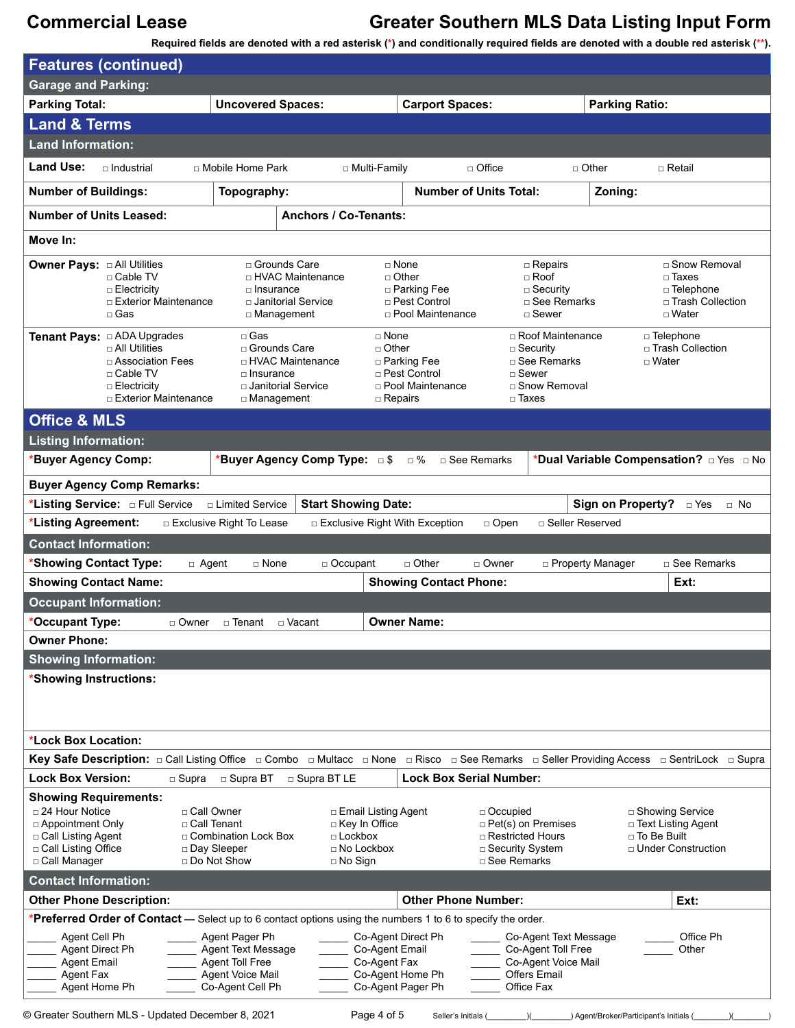# Commercial Lease — Greater Southern MLS Data Listing Input Form

Required fields are denoted with a red asterisk (*) and conditionally required fields are denoted with a double red asterisk (**).

## Features (continued)

### Garage and Parking:

**Parking Total:** | **Uncovered Spaces:** | **Carport Spaces:** | **Parking Ratio:**

## Land & Terms

### Land Information:

**Land Use:** □ Industrial □ Mobile Home Park □ Multi-Family □ Office □ Other □ Retail

**Number of Buildings:** | **Topography:** | **Number of Units Total:** | **Zoning:**

**Number of Units Leased:** | **Anchors / Co-Tenants:**

**Move In:**

**Owner Pays:**
□ All Utilities
□ Cable TV
□ Electricity
□ Exterior Maintenance
□ Gas
□ Grounds Care
□ HVAC Maintenance
□ Insurance
□ Janitorial Service
□ Management
□ None
□ Other
□ Parking Fee
□ Pest Control
□ Pool Maintenance
□ Repairs
□ Roof
□ Security
□ See Remarks
□ Sewer
□ Snow Removal
□ Taxes
□ Telephone
□ Trash Collection
□ Water

**Tenant Pays:**
□ ADA Upgrades
□ All Utilities
□ Association Fees
□ Cable TV
□ Electricity
□ Exterior Maintenance
□ Gas
□ Grounds Care
□ HVAC Maintenance
□ Insurance
□ Janitorial Service
□ Management
□ None
□ Other
□ Parking Fee
□ Pest Control
□ Pool Maintenance
□ Repairs
□ Roof Maintenance
□ Security
□ See Remarks
□ Sewer
□ Snow Removal
□ Taxes
□ Telephone
□ Trash Collection
□ Water

## Office & MLS

### Listing Information:

***Buyer Agency Comp:** | ***Buyer Agency Comp Type:** □ $ □ % □ See Remarks | ***Dual Variable Compensation?** □ Yes □ No

**Buyer Agency Comp Remarks:**

***Listing Service:** □ Full Service □ Limited Service | **Start Showing Date:** | **Sign on Property?** □ Yes □ No

***Listing Agreement:** □ Exclusive Right To Lease □ Exclusive Right With Exception □ Open □ Seller Reserved

### Contact Information:

***Showing Contact Type:** □ Agent □ None □ Occupant □ Other □ Owner □ Property Manager □ See Remarks

**Showing Contact Name:** | **Showing Contact Phone:** | **Ext:**

### Occupant Information:

***Occupant Type:** □ Owner □ Tenant □ Vacant | **Owner Name:**

**Owner Phone:**

### Showing Information:

***Showing Instructions:**

***Lock Box Location:**

**Key Safe Description:** □ Call Listing Office □ Combo □ Multacc □ None □ Risco □ See Remarks □ Seller Providing Access □ SentriLock □ Supra

**Lock Box Version:** □ Supra □ Supra BT □ Supra BT LE | **Lock Box Serial Number:**

**Showing Requirements:**
□ 24 Hour Notice
□ Appointment Only
□ Call Listing Agent
□ Call Listing Office
□ Call Manager
□ Call Owner
□ Call Tenant
□ Combination Lock Box
□ Day Sleeper
□ Do Not Show
□ Email Listing Agent
□ Key In Office
□ Lockbox
□ No Lockbox
□ No Sign
□ Occupied
□ Pet(s) on Premises
□ Restricted Hours
□ Security System
□ See Remarks
□ Showing Service
□ Text Listing Agent
□ To Be Built
□ Under Construction

### Contact Information:

**Other Phone Description:** | **Other Phone Number:** | **Ext:**

***Preferred Order of Contact** — Select up to 6 contact options using the numbers 1 to 6 to specify the order.

_____ Agent Cell Ph
_____ Agent Direct Ph
_____ Agent Email
_____ Agent Fax
_____ Agent Home Ph
_____ Agent Pager Ph
_____ Agent Text Message
_____ Agent Toll Free
_____ Agent Voice Mail
_____ Co-Agent Cell Ph
_____ Co-Agent Direct Ph
_____ Co-Agent Email
_____ Co-Agent Fax
_____ Co-Agent Home Ph
_____ Co-Agent Pager Ph
_____ Co-Agent Text Message
_____ Co-Agent Toll Free
_____ Co-Agent Voice Mail
_____ Offers Email
_____ Office Fax
_____ Office Ph
_____ Other

© Greater Southern MLS - Updated December 8, 2021

Seller's Initials (________)(________) Agent/Broker/Participant's Initials (________)(________)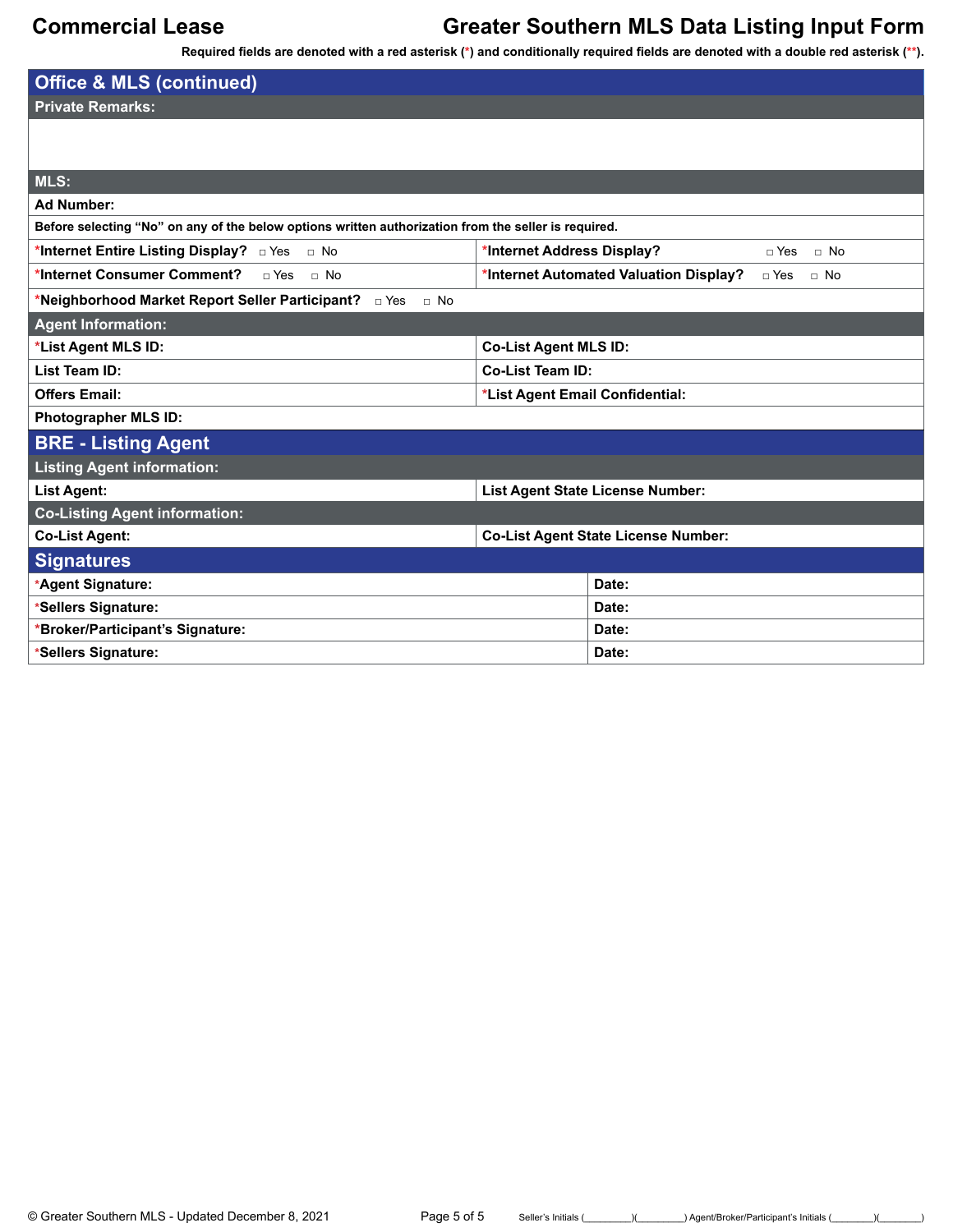**Commercial Lease** **Greater Southern MLS Data Listing Input Form**

Required fields are denoted with a red asterisk (*) and conditionally required fields are denoted with a double red asterisk (**).

## Office & MLS (continued)

### Private Remarks:

### MLS:

**Ad Number:**

**Before selecting "No" on any of the below options written authorization from the seller is required.**

| | |
|---|---|
| *Internet Entire Listing Display? ◻ Yes ◻ No | *Internet Address Display? ◻ Yes ◻ No |
| *Internet Consumer Comment? ◻ Yes ◻ No | *Internet Automated Valuation Display? ◻ Yes ◻ No |
| *Neighborhood Market Report Seller Participant? ◻ Yes ◻ No | |

### Agent Information:

| | |
|---|---|
| *List Agent MLS ID: | Co-List Agent MLS ID: |
| List Team ID: | Co-List Team ID: |
| Offers Email: | *List Agent Email Confidential: |
| Photographer MLS ID: | |

## BRE - Listing Agent

### Listing Agent information:

| | |
|---|---|
| List Agent: | List Agent State License Number: |

### Co-Listing Agent information:

| | |
|---|---|
| Co-List Agent: | Co-List Agent State License Number: |

## Signatures

| | |
|---|---|
| *Agent Signature: | Date: |
| *Sellers Signature: | Date: |
| *Broker/Participant's Signature: | Date: |
| *Sellers Signature: | Date: |

© Greater Southern MLS - Updated December 8, 2021

Seller's Initials (________)(________) Agent/Broker/Participant's Initials (________)(________)